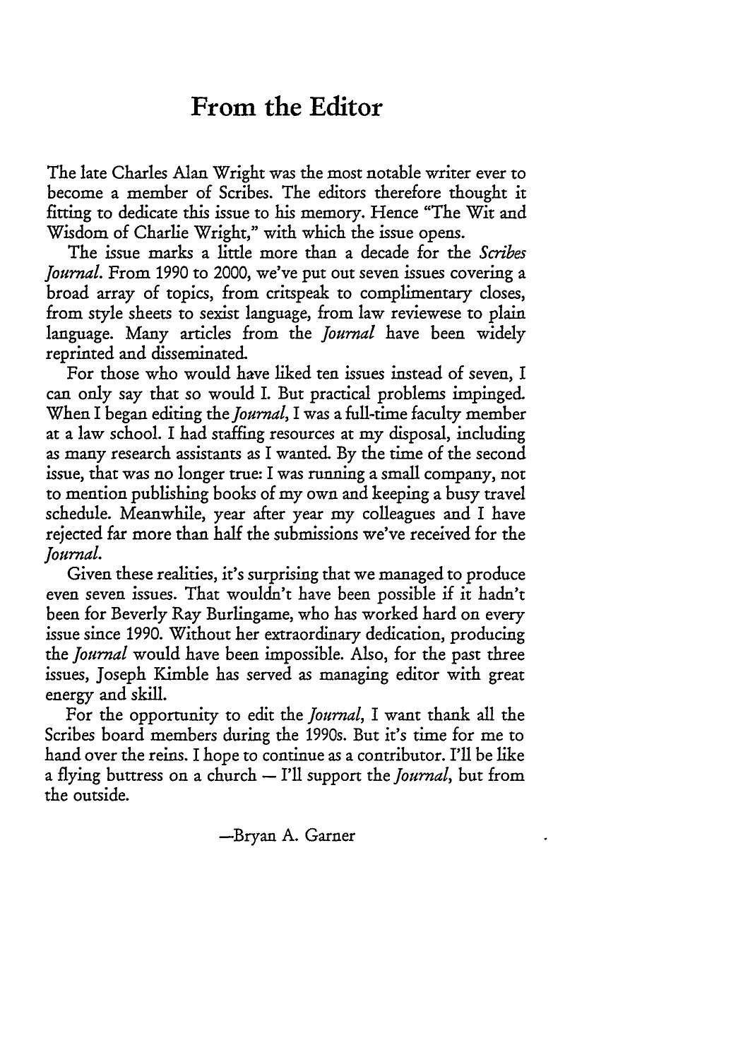# From the Editor

The late Charles Alan Wright was the most notable writer ever to become a member of Scribes. The editors therefore thought it fitting to dedicate this issue to his memory. Hence "The Wit and Wisdom of Charlie Wright," with which the issue opens.

The issue marks a little more than a decade for the *Scribes Journal*. From 1990 to 2000, we've put out seven issues covering a broad array of topics, from critspeak to complimentary closes, from style sheets to sexist language, from law reviewese to plain language. Many articles from the *Journal* have been widely reprinted and disseminated.

For those who would have liked ten issues instead of seven, I can only say that so would I. But practical problems impinged. When I began editing the *Journal*, I was a full-time faculty member at a law school. I had staffing resources at my disposal, including as many research assistants as I wanted. By the time of the second issue, that was no longer true: I was running a small company, not to mention publishing books of my own and keeping a busy travel schedule. Meanwhile, year after year my colleagues and I have rejected far more than half the submissions we've received for the *Journal*.

Given these realities, it's surprising that we managed to produce even seven issues. That wouldn't have been possible if it hadn't been for Beverly Ray Burlingame, who has worked hard on every issue since 1990. Without her extraordinary dedication, producing the *Journal* would have been impossible. Also, for the past three issues, Joseph Kimble has served as managing editor with great energy and skill.

For the opportunity to edit the *Journal*, I want thank all the Scribes board members during the 1990s. But it's time for me to hand over the reins. I hope to continue as a contributor. I'll be like a flying buttress on a church — I'll support the *Journal*, but from the outside.

—Bryan A. Garner